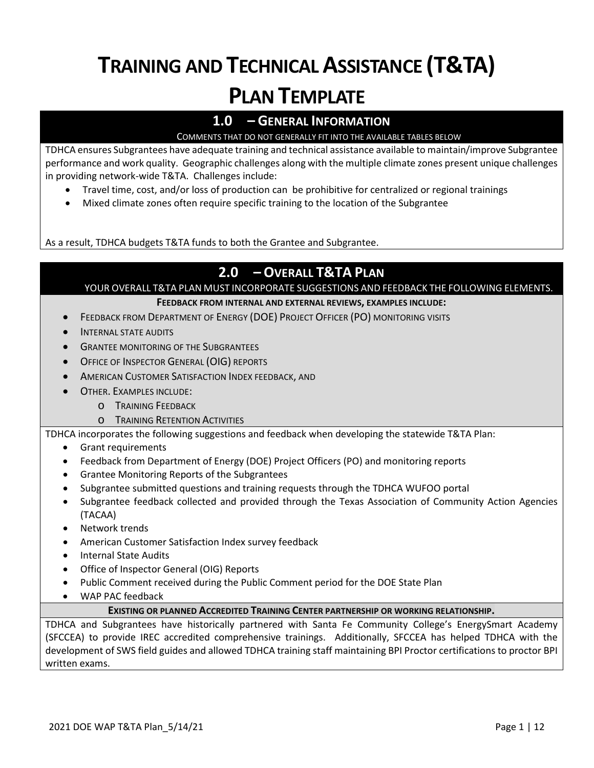# TRAINING AND TECHNICAL ASSISTANCE (T&TA) PLAN TEMPLATE

## 1.0 – GENERAL INFORMATION

COMMENTS THAT DO NOT GENERALLY FIT INTO THE AVAILABLE TABLES BELOW

TDHCA ensures Subgrantees have adequate training and technical assistance available to maintain/improve Subgrantee performance and work quality. Geographic challenges along with the multiple climate zones present unique challenges in providing network-wide T&TA. Challenges include:

- Travel time, cost, and/or loss of production can be prohibitive for centralized or regional trainings
- Mixed climate zones often require specific training to the location of the Subgrantee

As a result, TDHCA budgets T&TA funds to both the Grantee and Subgrantee.

## 2.0 – OVERALL T&TA PLAN

YOUR OVERALL T&TA PLAN MUST INCORPORATE SUGGESTIONS AND FEEDBACK THE FOLLOWING ELEMENTS.

**FEEDBACK FROM INTERNAL AND EXTERNAL REVIEWS, EXAMPLES INCLUDE:**

- FEEDBACK FROM DEPARTMENT OF ENERGY (DOE) PROJECT OFFICER (PO) MONITORING VISITS
- INTERNAL STATE AUDITS
- GRANTEE MONITORING OF THE SUBGRANTEES
- OFFICE OF INSPECTOR GENERAL (OIG) REPORTS
- AMERICAN CUSTOMER SATISFACTION INDEX FEEDBACK, AND
- OTHER. EXAMPLES INCLUDE:
  - TRAINING FEEDBACK
  - TRAINING RETENTION ACTIVITIES

TDHCA incorporates the following suggestions and feedback when developing the statewide T&TA Plan:

- Grant requirements
- Feedback from Department of Energy (DOE) Project Officers (PO) and monitoring reports
- Grantee Monitoring Reports of the Subgrantees
- Subgrantee submitted questions and training requests through the TDHCA WUFOO portal
- Subgrantee feedback collected and provided through the Texas Association of Community Action Agencies (TACAA)
- Network trends
- American Customer Satisfaction Index survey feedback
- Internal State Audits
- Office of Inspector General (OIG) Reports
- Public Comment received during the Public Comment period for the DOE State Plan
- WAP PAC feedback

**EXISTING OR PLANNED ACCREDITED TRAINING CENTER PARTNERSHIP OR WORKING RELATIONSHIP.**

TDHCA and Subgrantees have historically partnered with Santa Fe Community College's EnergySmart Academy (SFCCEA) to provide IREC accredited comprehensive trainings. Additionally, SFCCEA has helped TDHCA with the development of SWS field guides and allowed TDHCA training staff maintaining BPI Proctor certifications to proctor BPI written exams.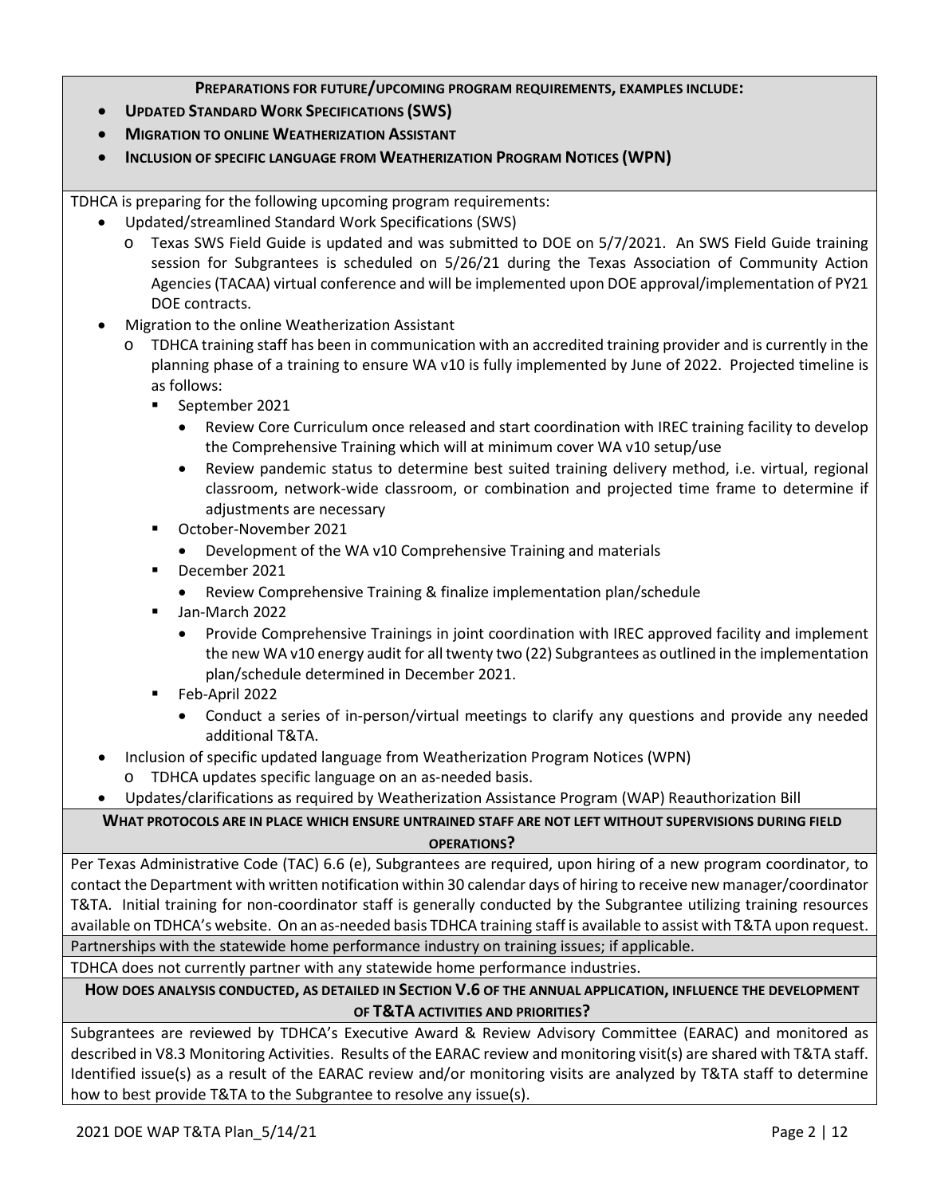**PREPARATIONS FOR FUTURE/UPCOMING PROGRAM REQUIREMENTS, EXAMPLES INCLUDE:**

- **UPDATED STANDARD WORK SPECIFICATIONS (SWS)**
- **MIGRATION TO ONLINE WEATHERIZATION ASSISTANT**
- **INCLUSION OF SPECIFIC LANGUAGE FROM WEATHERIZATION PROGRAM NOTICES (WPN)**

TDHCA is preparing for the following upcoming program requirements:

- Updated/streamlined Standard Work Specifications (SWS)
  - Texas SWS Field Guide is updated and was submitted to DOE on 5/7/2021. An SWS Field Guide training session for Subgrantees is scheduled on 5/26/21 during the Texas Association of Community Action Agencies (TACAA) virtual conference and will be implemented upon DOE approval/implementation of PY21 DOE contracts.
- Migration to the online Weatherization Assistant
  - TDHCA training staff has been in communication with an accredited training provider and is currently in the planning phase of a training to ensure WA v10 is fully implemented by June of 2022. Projected timeline is as follows:
    - September 2021
      - Review Core Curriculum once released and start coordination with IREC training facility to develop the Comprehensive Training which will at minimum cover WA v10 setup/use
      - Review pandemic status to determine best suited training delivery method, i.e. virtual, regional classroom, network-wide classroom, or combination and projected time frame to determine if adjustments are necessary
    - October-November 2021
      - Development of the WA v10 Comprehensive Training and materials
    - December 2021
      - Review Comprehensive Training & finalize implementation plan/schedule
    - Jan-March 2022
      - Provide Comprehensive Trainings in joint coordination with IREC approved facility and implement the new WA v10 energy audit for all twenty two (22) Subgrantees as outlined in the implementation plan/schedule determined in December 2021.
    - Feb-April 2022
      - Conduct a series of in-person/virtual meetings to clarify any questions and provide any needed additional T&TA.
- Inclusion of specific updated language from Weatherization Program Notices (WPN)
  - TDHCA updates specific language on an as-needed basis.
- Updates/clarifications as required by Weatherization Assistance Program (WAP) Reauthorization Bill

**WHAT PROTOCOLS ARE IN PLACE WHICH ENSURE UNTRAINED STAFF ARE NOT LEFT WITHOUT SUPERVISIONS DURING FIELD OPERATIONS?**

Per Texas Administrative Code (TAC) 6.6 (e), Subgrantees are required, upon hiring of a new program coordinator, to contact the Department with written notification within 30 calendar days of hiring to receive new manager/coordinator T&TA. Initial training for non-coordinator staff is generally conducted by the Subgrantee utilizing training resources available on TDHCA's website. On an as-needed basis TDHCA training staff is available to assist with T&TA upon request.

Partnerships with the statewide home performance industry on training issues; if applicable.

TDHCA does not currently partner with any statewide home performance industries.

**HOW DOES ANALYSIS CONDUCTED, AS DETAILED IN SECTION V.6 OF THE ANNUAL APPLICATION, INFLUENCE THE DEVELOPMENT OF T&TA ACTIVITIES AND PRIORITIES?**

Subgrantees are reviewed by TDHCA's Executive Award & Review Advisory Committee (EARAC) and monitored as described in V8.3 Monitoring Activities. Results of the EARAC review and monitoring visit(s) are shared with T&TA staff. Identified issue(s) as a result of the EARAC review and/or monitoring visits are analyzed by T&TA staff to determine how to best provide T&TA to the Subgrantee to resolve any issue(s).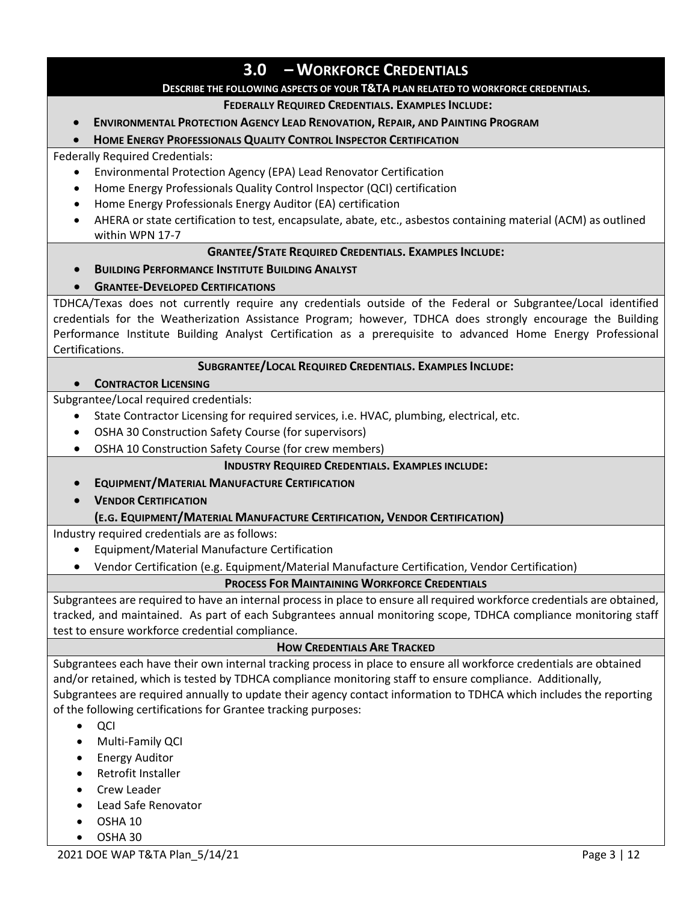## 3.0 – Workforce Credentials

**DESCRIBE THE FOLLOWING ASPECTS OF YOUR T&TA PLAN RELATED TO WORKFORCE CREDENTIALS.**

### Federally Required Credentials. Examples Include:

- **Environmental Protection Agency Lead Renovation, Repair, and Painting Program**
- **Home Energy Professionals Quality Control Inspector Certification**

Federally Required Credentials:

- Environmental Protection Agency (EPA) Lead Renovator Certification
- Home Energy Professionals Quality Control Inspector (QCI) certification
- Home Energy Professionals Energy Auditor (EA) certification
- AHERA or state certification to test, encapsulate, abate, etc., asbestos containing material (ACM) as outlined within WPN 17-7

### Grantee/State Required Credentials. Examples Include:

- **Building Performance Institute Building Analyst**
- **Grantee-Developed Certifications**

TDHCA/Texas does not currently require any credentials outside of the Federal or Subgrantee/Local identified credentials for the Weatherization Assistance Program; however, TDHCA does strongly encourage the Building Performance Institute Building Analyst Certification as a prerequisite to advanced Home Energy Professional Certifications.

### Subgrantee/Local Required Credentials. Examples Include:

- **Contractor Licensing**

Subgrantee/Local required credentials:

- State Contractor Licensing for required services, i.e. HVAC, plumbing, electrical, etc.
- OSHA 30 Construction Safety Course (for supervisors)
- OSHA 10 Construction Safety Course (for crew members)

### Industry Required Credentials. Examples include:

- **Equipment/Material Manufacture Certification**
- **Vendor Certification**

**(E.G. Equipment/Material Manufacture Certification, Vendor Certification)**

Industry required credentials are as follows:

- Equipment/Material Manufacture Certification
- Vendor Certification (e.g. Equipment/Material Manufacture Certification, Vendor Certification)

### Process For Maintaining Workforce Credentials

Subgrantees are required to have an internal process in place to ensure all required workforce credentials are obtained, tracked, and maintained. As part of each Subgrantees annual monitoring scope, TDHCA compliance monitoring staff test to ensure workforce credential compliance.

### How Credentials Are Tracked

Subgrantees each have their own internal tracking process in place to ensure all workforce credentials are obtained and/or retained, which is tested by TDHCA compliance monitoring staff to ensure compliance. Additionally, Subgrantees are required annually to update their agency contact information to TDHCA which includes the reporting of the following certifications for Grantee tracking purposes:

- QCI
- Multi-Family QCI
- Energy Auditor
- Retrofit Installer
- Crew Leader
- Lead Safe Renovator
- OSHA 10
- OSHA 30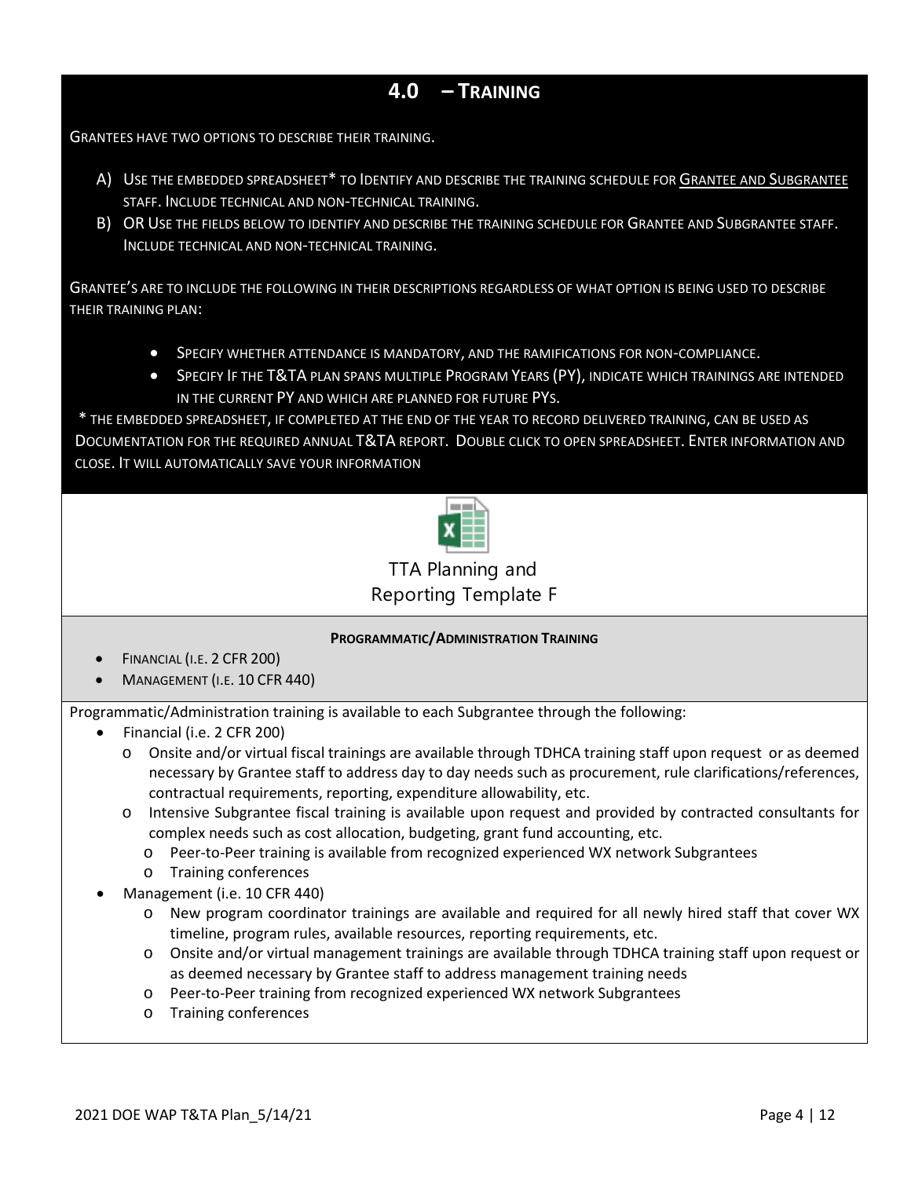## 4.0 – Training

Grantees have two options to describe their training.

A) Use the embedded spreadsheet* to Identify and describe the training schedule for Grantee and Subgrantee staff. Include technical and non-technical training.

B) OR Use the fields below to identify and describe the training schedule for Grantee and Subgrantee staff. Include technical and non-technical training.

Grantee's are to include the following in their descriptions regardless of what option is being used to describe their training plan:

- Specify whether attendance is mandatory, and the ramifications for non-compliance.
- Specify If the T&TA plan spans multiple Program Years (PY), indicate which trainings are intended in the current PY and which are planned for future PYs.

* The embedded spreadsheet, if completed at the end of the year to record delivered training, can be used as Documentation for the required annual T&TA report. Double click to open spreadsheet. Enter information and close. It will automatically save your information

TTA Planning and Reporting Template F

**Programmatic/Administration Training**

- Financial (i.e. 2 CFR 200)
- Management (i.e. 10 CFR 440)

Programmatic/Administration training is available to each Subgrantee through the following:

- Financial (i.e. 2 CFR 200)
  - Onsite and/or virtual fiscal trainings are available through TDHCA training staff upon request or as deemed necessary by Grantee staff to address day to day needs such as procurement, rule clarifications/references, contractual requirements, reporting, expenditure allowability, etc.
  - Intensive Subgrantee fiscal training is available upon request and provided by contracted consultants for complex needs such as cost allocation, budgeting, grant fund accounting, etc.
  - Peer-to-Peer training is available from recognized experienced WX network Subgrantees
  - Training conferences
- Management (i.e. 10 CFR 440)
  - New program coordinator trainings are available and required for all newly hired staff that cover WX timeline, program rules, available resources, reporting requirements, etc.
  - Onsite and/or virtual management trainings are available through TDHCA training staff upon request or as deemed necessary by Grantee staff to address management training needs
  - Peer-to-Peer training from recognized experienced WX network Subgrantees
  - Training conferences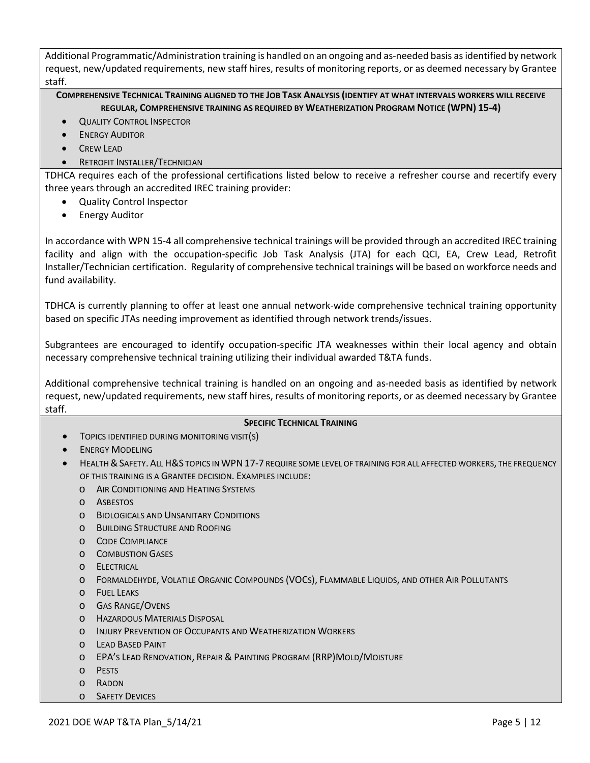Additional Programmatic/Administration training is handled on an ongoing and as-needed basis as identified by network request, new/updated requirements, new staff hires, results of monitoring reports, or as deemed necessary by Grantee staff.

**COMPREHENSIVE TECHNICAL TRAINING ALIGNED TO THE JOB TASK ANALYSIS (IDENTIFY AT WHAT INTERVALS WORKERS WILL RECEIVE REGULAR, COMPREHENSIVE TRAINING AS REQUIRED BY WEATHERIZATION PROGRAM NOTICE (WPN) 15-4)**

- QUALITY CONTROL INSPECTOR
- ENERGY AUDITOR
- CREW LEAD
- RETROFIT INSTALLER/TECHNICIAN

TDHCA requires each of the professional certifications listed below to receive a refresher course and recertify every three years through an accredited IREC training provider:

- Quality Control Inspector
- Energy Auditor

In accordance with WPN 15-4 all comprehensive technical trainings will be provided through an accredited IREC training facility and align with the occupation-specific Job Task Analysis (JTA) for each QCI, EA, Crew Lead, Retrofit Installer/Technician certification. Regularity of comprehensive technical trainings will be based on workforce needs and fund availability.

TDHCA is currently planning to offer at least one annual network-wide comprehensive technical training opportunity based on specific JTAs needing improvement as identified through network trends/issues.

Subgrantees are encouraged to identify occupation-specific JTA weaknesses within their local agency and obtain necessary comprehensive technical training utilizing their individual awarded T&TA funds.

Additional comprehensive technical training is handled on an ongoing and as-needed basis as identified by network request, new/updated requirements, new staff hires, results of monitoring reports, or as deemed necessary by Grantee staff.

**SPECIFIC TECHNICAL TRAINING**

- TOPICS IDENTIFIED DURING MONITORING VISIT(S)
- ENERGY MODELING
- HEALTH & SAFETY. ALL H&S TOPICS IN WPN 17-7 REQUIRE SOME LEVEL OF TRAINING FOR ALL AFFECTED WORKERS, THE FREQUENCY OF THIS TRAINING IS A GRANTEE DECISION. EXAMPLES INCLUDE:
  - AIR CONDITIONING AND HEATING SYSTEMS
  - ASBESTOS
  - BIOLOGICALS AND UNSANITARY CONDITIONS
  - BUILDING STRUCTURE AND ROOFING
  - CODE COMPLIANCE
  - COMBUSTION GASES
  - ELECTRICAL
  - FORMALDEHYDE, VOLATILE ORGANIC COMPOUNDS (VOCS), FLAMMABLE LIQUIDS, AND OTHER AIR POLLUTANTS
  - FUEL LEAKS
  - GAS RANGE/OVENS
  - HAZARDOUS MATERIALS DISPOSAL
  - INJURY PREVENTION OF OCCUPANTS AND WEATHERIZATION WORKERS
  - LEAD BASED PAINT
  - EPA'S LEAD RENOVATION, REPAIR & PAINTING PROGRAM (RRP)MOLD/MOISTURE
  - PESTS
  - RADON
  - SAFETY DEVICES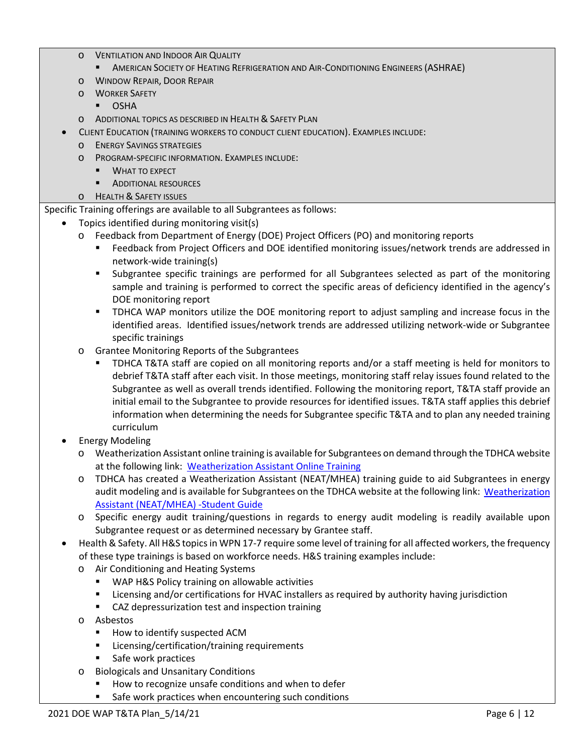- Ventilation and Indoor Air Quality
  - American Society of Heating Refrigeration and Air-Conditioning Engineers (ASHRAE)
- Window Repair, Door Repair
- Worker Safety
  - OSHA
- Additional topics as described in Health & Safety Plan

- Client Education (training workers to conduct client education). Examples include:
  - Energy Savings Strategies
  - Program-specific information. Examples include:
    - What to expect
    - Additional resources
  - Health & Safety issues

Specific Training offerings are available to all Subgrantees as follows:

- Topics identified during monitoring visit(s)
  - Feedback from Department of Energy (DOE) Project Officers (PO) and monitoring reports
    - Feedback from Project Officers and DOE identified monitoring issues/network trends are addressed in network-wide training(s)
    - Subgrantee specific trainings are performed for all Subgrantees selected as part of the monitoring sample and training is performed to correct the specific areas of deficiency identified in the agency's DOE monitoring report
    - TDHCA WAP monitors utilize the DOE monitoring report to adjust sampling and increase focus in the identified areas. Identified issues/network trends are addressed utilizing network-wide or Subgrantee specific trainings
  - Grantee Monitoring Reports of the Subgrantees
    - TDHCA T&TA staff are copied on all monitoring reports and/or a staff meeting is held for monitors to debrief T&TA staff after each visit. In those meetings, monitoring staff relay issues found related to the Subgrantee as well as overall trends identified. Following the monitoring report, T&TA staff provide an initial email to the Subgrantee to provide resources for identified issues. T&TA staff applies this debrief information when determining the needs for Subgrantee specific T&TA and to plan any needed training curriculum
- Energy Modeling
  - Weatherization Assistant online training is available for Subgrantees on demand through the TDHCA website at the following link: Weatherization Assistant Online Training
  - TDHCA has created a Weatherization Assistant (NEAT/MHEA) training guide to aid Subgrantees in energy audit modeling and is available for Subgrantees on the TDHCA website at the following link: Weatherization Assistant (NEAT/MHEA) -Student Guide
  - Specific energy audit training/questions in regards to energy audit modeling is readily available upon Subgrantee request or as determined necessary by Grantee staff.
- Health & Safety. All H&S topics in WPN 17-7 require some level of training for all affected workers, the frequency of these type trainings is based on workforce needs. H&S training examples include:
  - Air Conditioning and Heating Systems
    - WAP H&S Policy training on allowable activities
    - Licensing and/or certifications for HVAC installers as required by authority having jurisdiction
    - CAZ depressurization test and inspection training
  - Asbestos
    - How to identify suspected ACM
    - Licensing/certification/training requirements
    - Safe work practices
  - Biologicals and Unsanitary Conditions
    - How to recognize unsafe conditions and when to defer
    - Safe work practices when encountering such conditions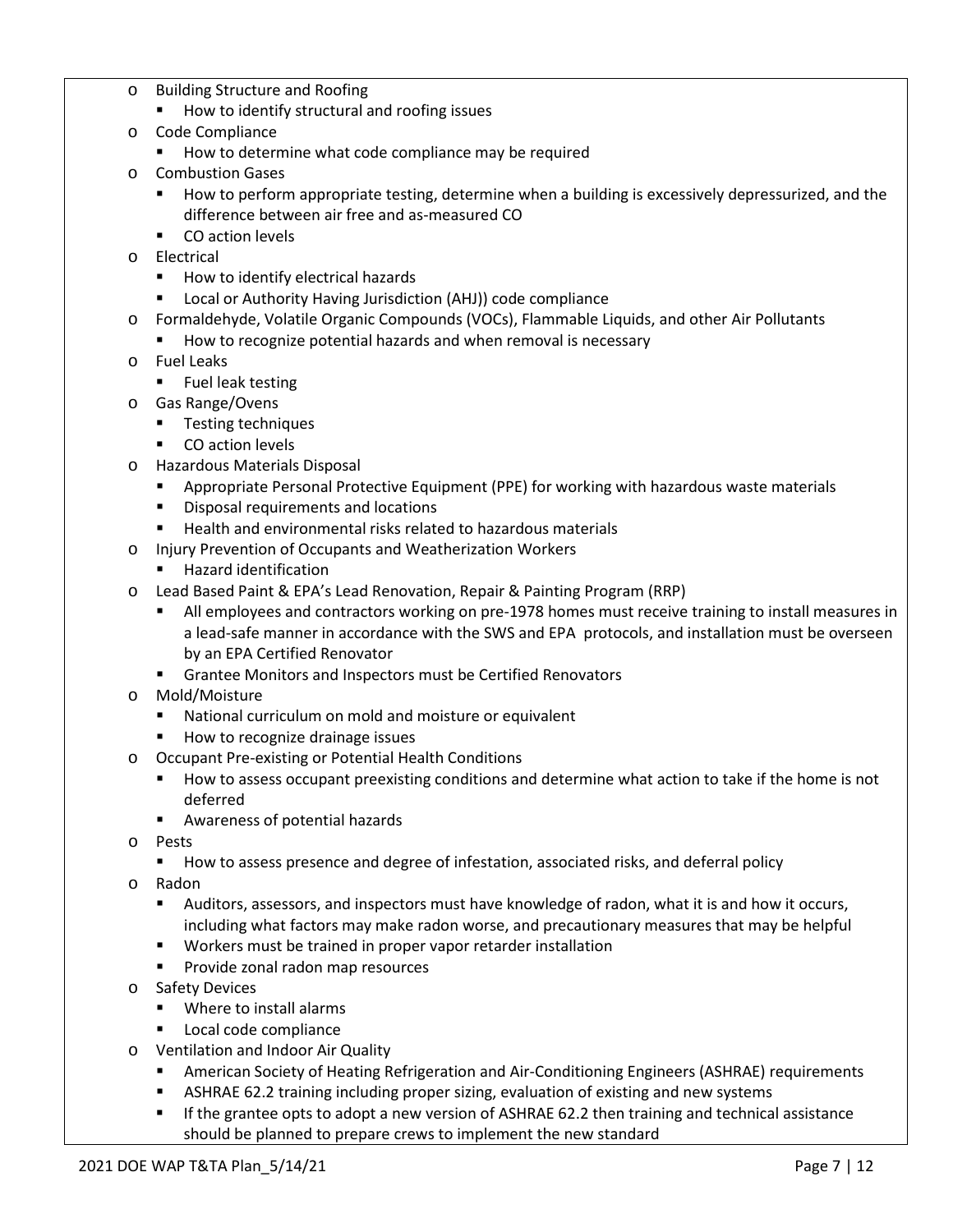- Building Structure and Roofing
  - How to identify structural and roofing issues
- Code Compliance
  - How to determine what code compliance may be required
- Combustion Gases
  - How to perform appropriate testing, determine when a building is excessively depressurized, and the difference between air free and as-measured CO
  - CO action levels
- Electrical
  - How to identify electrical hazards
  - Local or Authority Having Jurisdiction (AHJ)) code compliance
- Formaldehyde, Volatile Organic Compounds (VOCs), Flammable Liquids, and other Air Pollutants
  - How to recognize potential hazards and when removal is necessary
- Fuel Leaks
  - Fuel leak testing
- Gas Range/Ovens
  - Testing techniques
  - CO action levels
- Hazardous Materials Disposal
  - Appropriate Personal Protective Equipment (PPE) for working with hazardous waste materials
  - Disposal requirements and locations
  - Health and environmental risks related to hazardous materials
- Injury Prevention of Occupants and Weatherization Workers
  - Hazard identification
- Lead Based Paint & EPA's Lead Renovation, Repair & Painting Program (RRP)
  - All employees and contractors working on pre-1978 homes must receive training to install measures in a lead-safe manner in accordance with the SWS and EPA protocols, and installation must be overseen by an EPA Certified Renovator
  - Grantee Monitors and Inspectors must be Certified Renovators
- Mold/Moisture
  - National curriculum on mold and moisture or equivalent
  - How to recognize drainage issues
- Occupant Pre-existing or Potential Health Conditions
  - How to assess occupant preexisting conditions and determine what action to take if the home is not deferred
  - Awareness of potential hazards
- Pests
  - How to assess presence and degree of infestation, associated risks, and deferral policy
- Radon
  - Auditors, assessors, and inspectors must have knowledge of radon, what it is and how it occurs, including what factors may make radon worse, and precautionary measures that may be helpful
  - Workers must be trained in proper vapor retarder installation
  - Provide zonal radon map resources
- Safety Devices
  - Where to install alarms
  - Local code compliance
- Ventilation and Indoor Air Quality
  - American Society of Heating Refrigeration and Air-Conditioning Engineers (ASHRAE) requirements
  - ASHRAE 62.2 training including proper sizing, evaluation of existing and new systems
  - If the grantee opts to adopt a new version of ASHRAE 62.2 then training and technical assistance should be planned to prepare crews to implement the new standard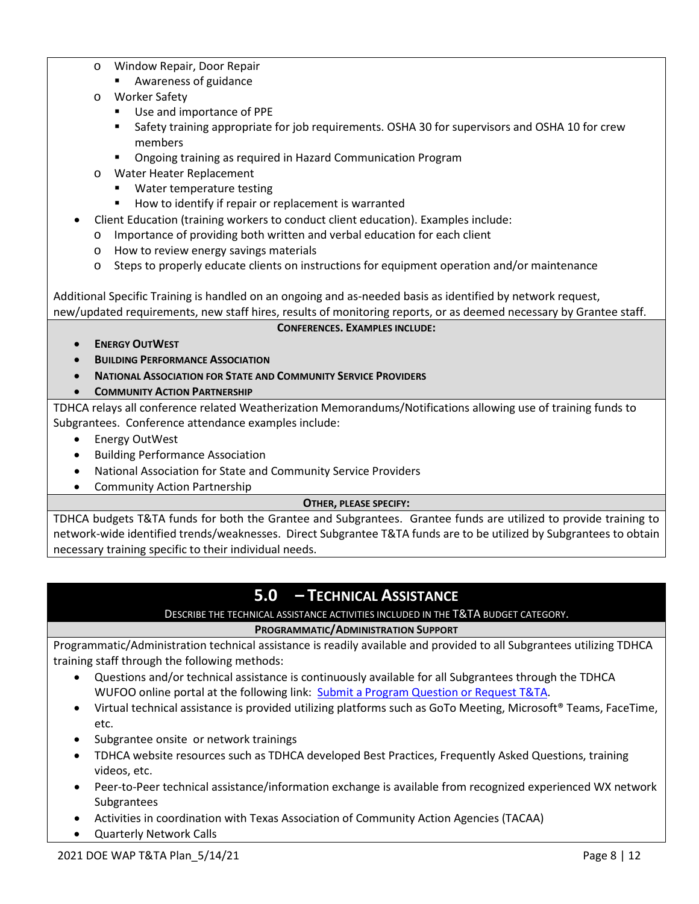- Window Repair, Door Repair
  - Awareness of guidance
- Worker Safety
  - Use and importance of PPE
  - Safety training appropriate for job requirements. OSHA 30 for supervisors and OSHA 10 for crew members
  - Ongoing training as required in Hazard Communication Program
- Water Heater Replacement
  - Water temperature testing
  - How to identify if repair or replacement is warranted

- Client Education (training workers to conduct client education). Examples include:
  - Importance of providing both written and verbal education for each client
  - How to review energy savings materials
  - Steps to properly educate clients on instructions for equipment operation and/or maintenance

Additional Specific Training is handled on an ongoing and as-needed basis as identified by network request, new/updated requirements, new staff hires, results of monitoring reports, or as deemed necessary by Grantee staff.

**CONFERENCES. EXAMPLES INCLUDE:**

- **ENERGY OUTWEST**
- **BUILDING PERFORMANCE ASSOCIATION**
- **NATIONAL ASSOCIATION FOR STATE AND COMMUNITY SERVICE PROVIDERS**
- **COMMUNITY ACTION PARTNERSHIP**

TDHCA relays all conference related Weatherization Memorandums/Notifications allowing use of training funds to Subgrantees. Conference attendance examples include:

- Energy OutWest
- Building Performance Association
- National Association for State and Community Service Providers
- Community Action Partnership

**OTHER, PLEASE SPECIFY:**

TDHCA budgets T&TA funds for both the Grantee and Subgrantees. Grantee funds are utilized to provide training to network-wide identified trends/weaknesses. Direct Subgrantee T&TA funds are to be utilized by Subgrantees to obtain necessary training specific to their individual needs.

## 5.0 – TECHNICAL ASSISTANCE

DESCRIBE THE TECHNICAL ASSISTANCE ACTIVITIES INCLUDED IN THE T&TA BUDGET CATEGORY.

**PROGRAMMATIC/ADMINISTRATION SUPPORT**

Programmatic/Administration technical assistance is readily available and provided to all Subgrantees utilizing TDHCA training staff through the following methods:

- Questions and/or technical assistance is continuously available for all Subgrantees through the TDHCA WUFOO online portal at the following link: [Submit a Program Question or Request T&TA](#).
- Virtual technical assistance is provided utilizing platforms such as GoTo Meeting, Microsoft® Teams, FaceTime, etc.
- Subgrantee onsite or network trainings
- TDHCA website resources such as TDHCA developed Best Practices, Frequently Asked Questions, training videos, etc.
- Peer-to-Peer technical assistance/information exchange is available from recognized experienced WX network Subgrantees
- Activities in coordination with Texas Association of Community Action Agencies (TACAA)
- Quarterly Network Calls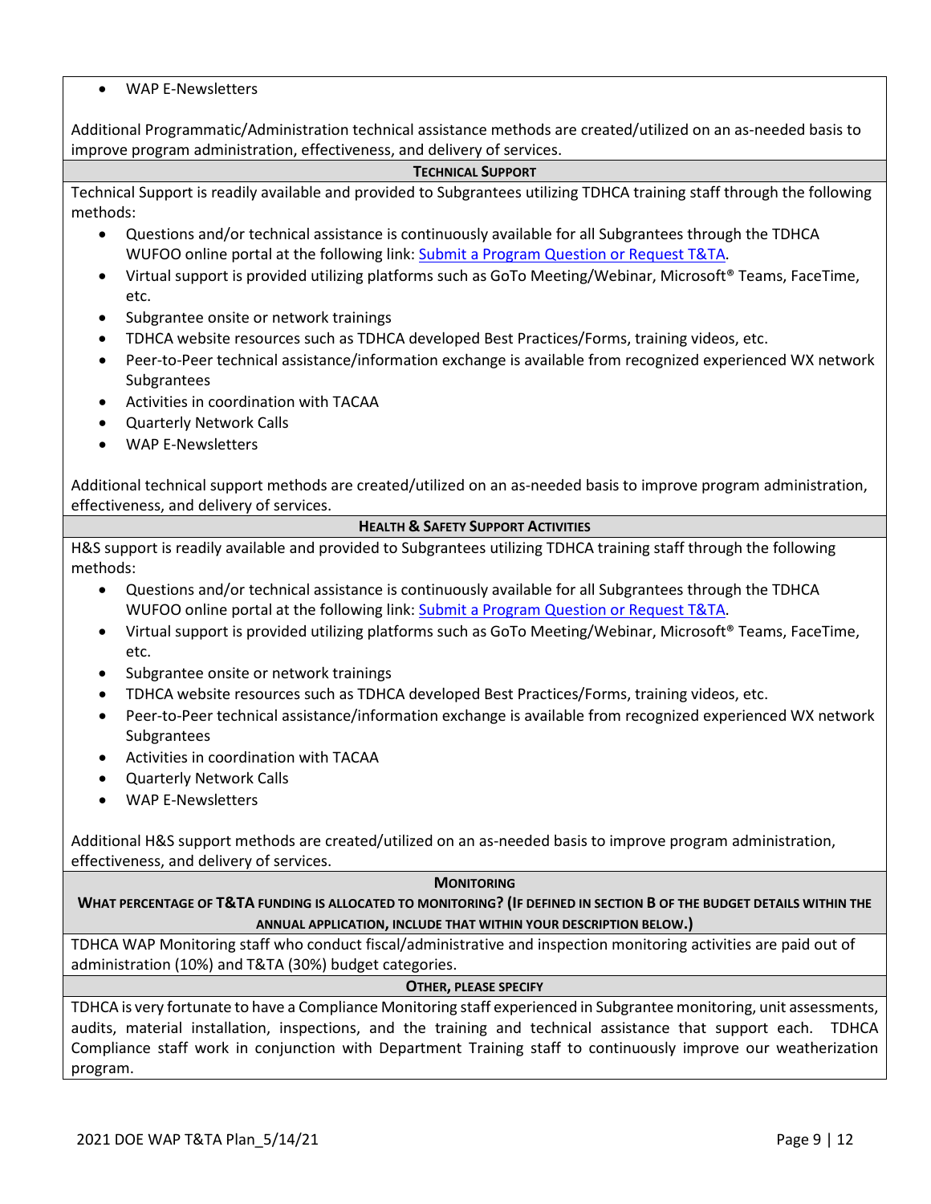- WAP E-Newsletters

Additional Programmatic/Administration technical assistance methods are created/utilized on an as-needed basis to improve program administration, effectiveness, and delivery of services.

### Technical Support

Technical Support is readily available and provided to Subgrantees utilizing TDHCA training staff through the following methods:

- Questions and/or technical assistance is continuously available for all Subgrantees through the TDHCA WUFOO online portal at the following link: Submit a Program Question or Request T&TA.
- Virtual support is provided utilizing platforms such as GoTo Meeting/Webinar, Microsoft® Teams, FaceTime, etc.
- Subgrantee onsite or network trainings
- TDHCA website resources such as TDHCA developed Best Practices/Forms, training videos, etc.
- Peer-to-Peer technical assistance/information exchange is available from recognized experienced WX network Subgrantees
- Activities in coordination with TACAA
- Quarterly Network Calls
- WAP E-Newsletters

Additional technical support methods are created/utilized on an as-needed basis to improve program administration, effectiveness, and delivery of services.

### Health & Safety Support Activities

H&S support is readily available and provided to Subgrantees utilizing TDHCA training staff through the following methods:

- Questions and/or technical assistance is continuously available for all Subgrantees through the TDHCA WUFOO online portal at the following link: Submit a Program Question or Request T&TA.
- Virtual support is provided utilizing platforms such as GoTo Meeting/Webinar, Microsoft® Teams, FaceTime, etc.
- Subgrantee onsite or network trainings
- TDHCA website resources such as TDHCA developed Best Practices/Forms, training videos, etc.
- Peer-to-Peer technical assistance/information exchange is available from recognized experienced WX network Subgrantees
- Activities in coordination with TACAA
- Quarterly Network Calls
- WAP E-Newsletters

Additional H&S support methods are created/utilized on an as-needed basis to improve program administration, effectiveness, and delivery of services.

### Monitoring

**What percentage of T&TA funding is allocated to monitoring? (If defined in Section B of the budget details within the annual application, include that within your description below.)**

TDHCA WAP Monitoring staff who conduct fiscal/administrative and inspection monitoring activities are paid out of administration (10%) and T&TA (30%) budget categories.

### Other, Please Specify

TDHCA is very fortunate to have a Compliance Monitoring staff experienced in Subgrantee monitoring, unit assessments, audits, material installation, inspections, and the training and technical assistance that support each. TDHCA Compliance staff work in conjunction with Department Training staff to continuously improve our weatherization program.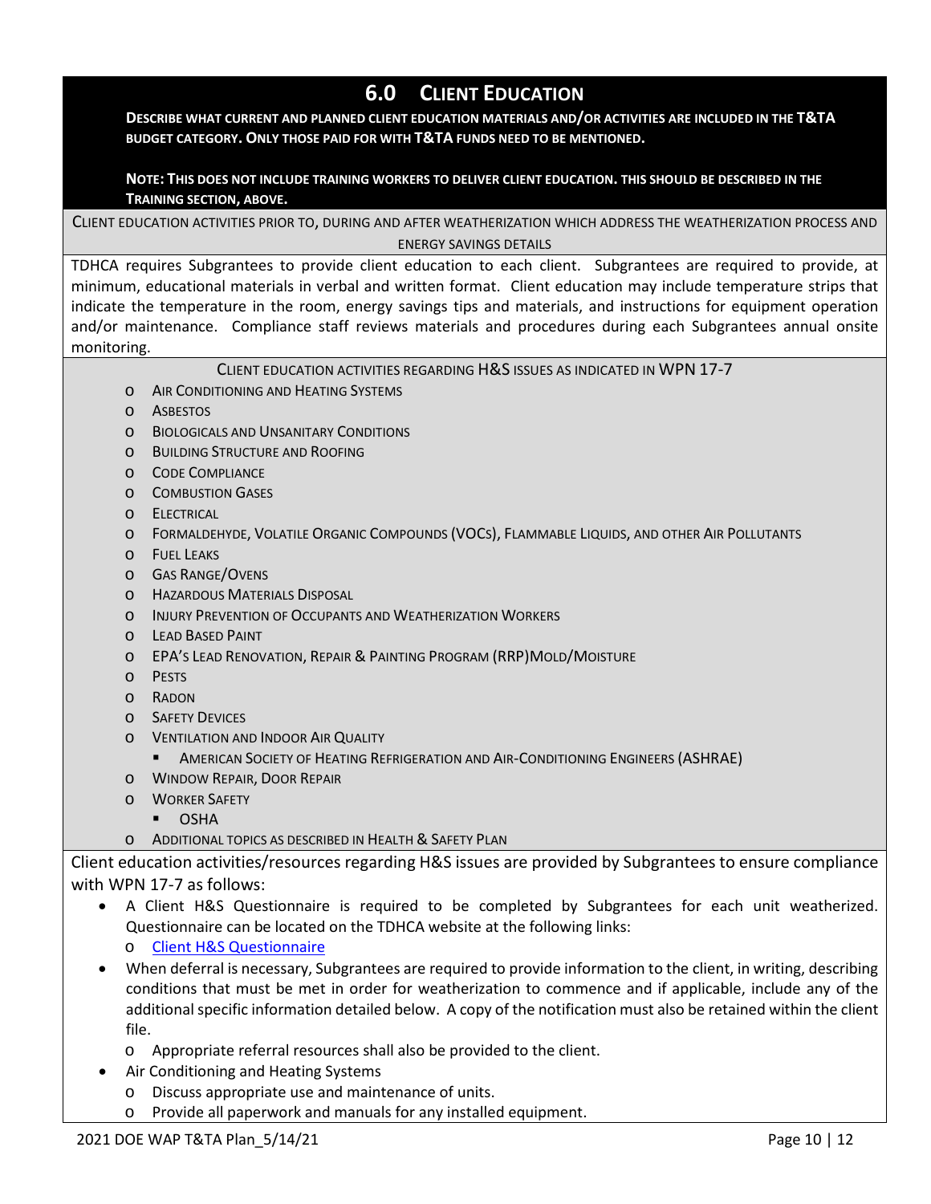## 6.0 Client Education

**Describe what current and planned client education materials and/or activities are included in the T&TA budget category. Only those paid for with T&TA funds need to be mentioned.**

**Note: This does not include training workers to deliver client education. This should be described in the Training section, above.**

Client education activities prior to, during and after weatherization which address the weatherization process and energy savings details

TDHCA requires Subgrantees to provide client education to each client. Subgrantees are required to provide, at minimum, educational materials in verbal and written format. Client education may include temperature strips that indicate the temperature in the room, energy savings tips and materials, and instructions for equipment operation and/or maintenance. Compliance staff reviews materials and procedures during each Subgrantees annual onsite monitoring.

Client education activities regarding H&S issues as indicated in WPN 17-7

- Air Conditioning and Heating Systems
- Asbestos
- Biologicals and Unsanitary Conditions
- Building Structure and Roofing
- Code Compliance
- Combustion Gases
- Electrical
- Formaldehyde, Volatile Organic Compounds (VOCs), Flammable Liquids, and other Air Pollutants
- Fuel Leaks
- Gas Range/Ovens
- Hazardous Materials Disposal
- Injury Prevention of Occupants and Weatherization Workers
- Lead Based Paint
- EPA's Lead Renovation, Repair & Painting Program (RRP)Mold/Moisture
- Pests
- Radon
- Safety Devices
- Ventilation and Indoor Air Quality
  - American Society of Heating Refrigeration and Air-Conditioning Engineers (ASHRAE)
- Window Repair, Door Repair
- Worker Safety
  - OSHA
- Additional topics as described in Health & Safety Plan

Client education activities/resources regarding H&S issues are provided by Subgrantees to ensure compliance with WPN 17-7 as follows:

- A Client H&S Questionnaire is required to be completed by Subgrantees for each unit weatherized. Questionnaire can be located on the TDHCA website at the following links:
  - Client H&S Questionnaire
- When deferral is necessary, Subgrantees are required to provide information to the client, in writing, describing conditions that must be met in order for weatherization to commence and if applicable, include any of the additional specific information detailed below. A copy of the notification must also be retained within the client file.
  - Appropriate referral resources shall also be provided to the client.
- Air Conditioning and Heating Systems
  - Discuss appropriate use and maintenance of units.
  - Provide all paperwork and manuals for any installed equipment.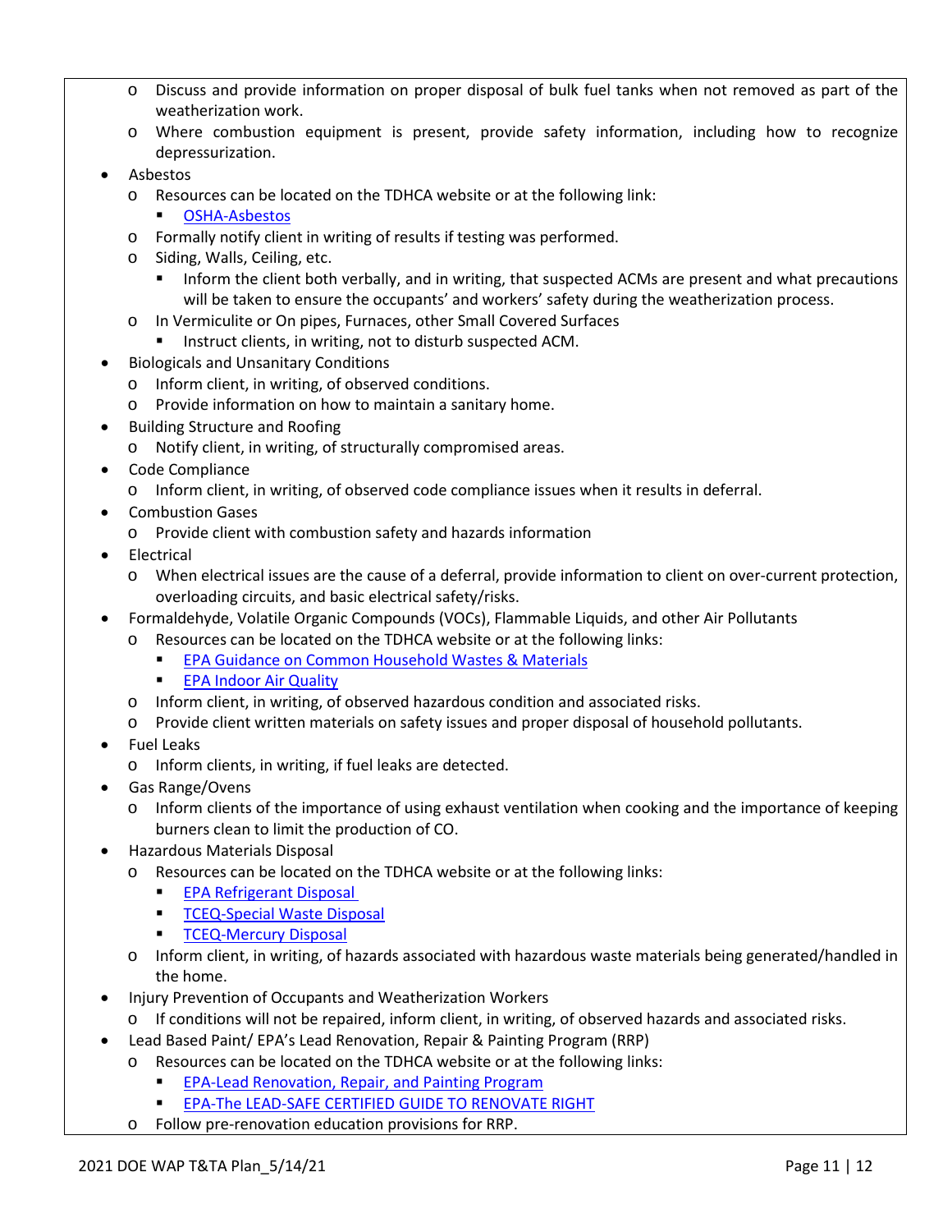- Discuss and provide information on proper disposal of bulk fuel tanks when not removed as part of the weatherization work.
- Where combustion equipment is present, provide safety information, including how to recognize depressurization.

- Asbestos
  - Resources can be located on the TDHCA website or at the following link:
    - OSHA-Asbestos
  - Formally notify client in writing of results if testing was performed.
  - Siding, Walls, Ceiling, etc.
    - Inform the client both verbally, and in writing, that suspected ACMs are present and what precautions will be taken to ensure the occupants' and workers' safety during the weatherization process.
  - In Vermiculite or On pipes, Furnaces, other Small Covered Surfaces
    - Instruct clients, in writing, not to disturb suspected ACM.
- Biologicals and Unsanitary Conditions
  - Inform client, in writing, of observed conditions.
  - Provide information on how to maintain a sanitary home.
- Building Structure and Roofing
  - Notify client, in writing, of structurally compromised areas.
- Code Compliance
  - Inform client, in writing, of observed code compliance issues when it results in deferral.
- Combustion Gases
  - Provide client with combustion safety and hazards information
- Electrical
  - When electrical issues are the cause of a deferral, provide information to client on over-current protection, overloading circuits, and basic electrical safety/risks.
- Formaldehyde, Volatile Organic Compounds (VOCs), Flammable Liquids, and other Air Pollutants
  - Resources can be located on the TDHCA website or at the following links:
    - EPA Guidance on Common Household Wastes & Materials
    - EPA Indoor Air Quality
  - Inform client, in writing, of observed hazardous condition and associated risks.
  - Provide client written materials on safety issues and proper disposal of household pollutants.
- Fuel Leaks
  - Inform clients, in writing, if fuel leaks are detected.
- Gas Range/Ovens
  - Inform clients of the importance of using exhaust ventilation when cooking and the importance of keeping burners clean to limit the production of CO.
- Hazardous Materials Disposal
  - Resources can be located on the TDHCA website or at the following links:
    - EPA Refrigerant Disposal
    - TCEQ-Special Waste Disposal
    - TCEQ-Mercury Disposal
  - Inform client, in writing, of hazards associated with hazardous waste materials being generated/handled in the home.
- Injury Prevention of Occupants and Weatherization Workers
  - If conditions will not be repaired, inform client, in writing, of observed hazards and associated risks.
- Lead Based Paint/ EPA's Lead Renovation, Repair & Painting Program (RRP)
  - Resources can be located on the TDHCA website or at the following links:
    - EPA-Lead Renovation, Repair, and Painting Program
    - EPA-The LEAD-SAFE CERTIFIED GUIDE TO RENOVATE RIGHT
  - Follow pre-renovation education provisions for RRP.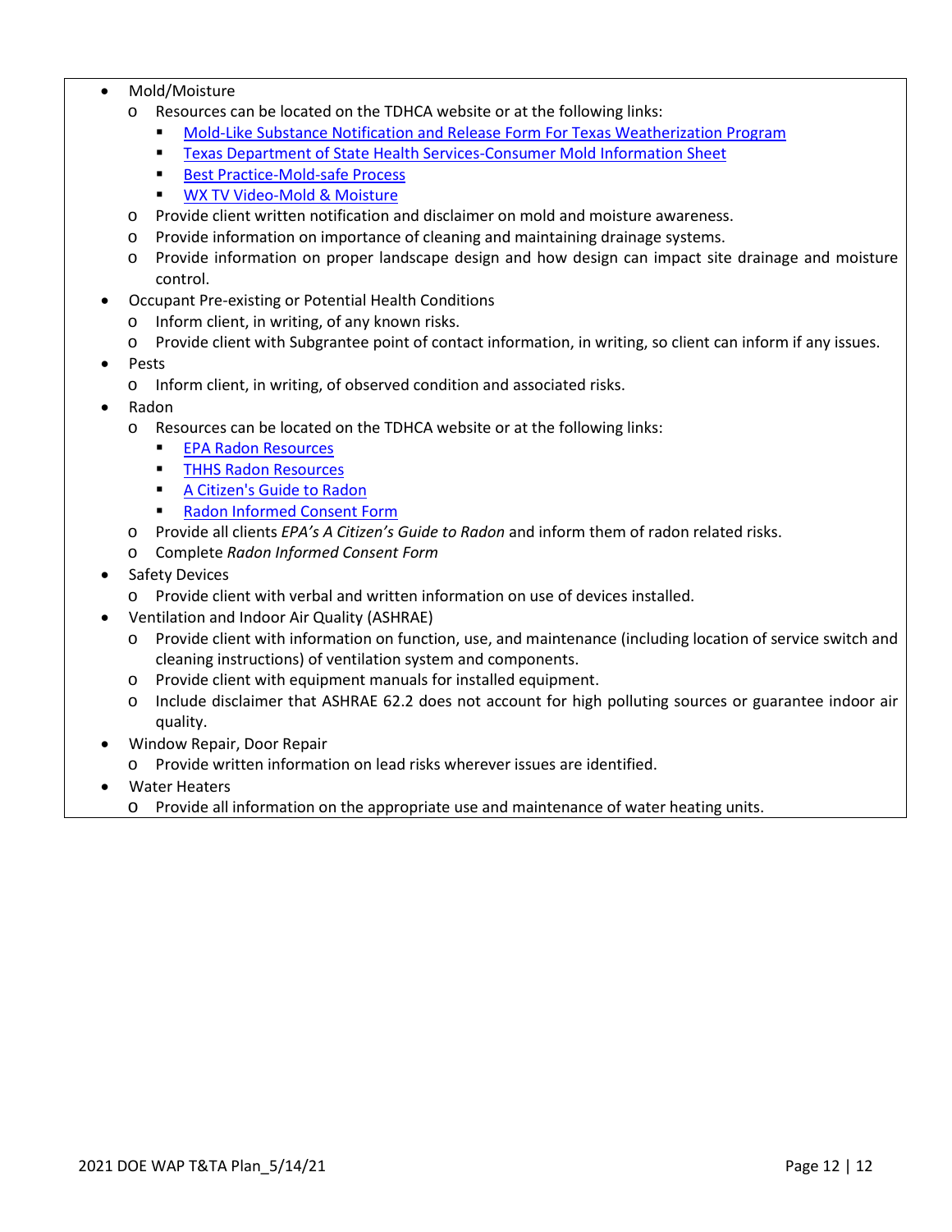- Mold/Moisture
  - Resources can be located on the TDHCA website or at the following links:
    - Mold-Like Substance Notification and Release Form For Texas Weatherization Program
    - Texas Department of State Health Services-Consumer Mold Information Sheet
    - Best Practice-Mold-safe Process
    - WX TV Video-Mold & Moisture
  - Provide client written notification and disclaimer on mold and moisture awareness.
  - Provide information on importance of cleaning and maintaining drainage systems.
  - Provide information on proper landscape design and how design can impact site drainage and moisture control.
- Occupant Pre-existing or Potential Health Conditions
  - Inform client, in writing, of any known risks.
  - Provide client with Subgrantee point of contact information, in writing, so client can inform if any issues.
- Pests
  - Inform client, in writing, of observed condition and associated risks.
- Radon
  - Resources can be located on the TDHCA website or at the following links:
    - EPA Radon Resources
    - THHS Radon Resources
    - A Citizen's Guide to Radon
    - Radon Informed Consent Form
  - Provide all clients *EPA's A Citizen's Guide to Radon* and inform them of radon related risks.
  - Complete *Radon Informed Consent Form*
- Safety Devices
  - Provide client with verbal and written information on use of devices installed.
- Ventilation and Indoor Air Quality (ASHRAE)
  - Provide client with information on function, use, and maintenance (including location of service switch and cleaning instructions) of ventilation system and components.
  - Provide client with equipment manuals for installed equipment.
  - Include disclaimer that ASHRAE 62.2 does not account for high polluting sources or guarantee indoor air quality.
- Window Repair, Door Repair
  - Provide written information on lead risks wherever issues are identified.
- Water Heaters
  - Provide all information on the appropriate use and maintenance of water heating units.